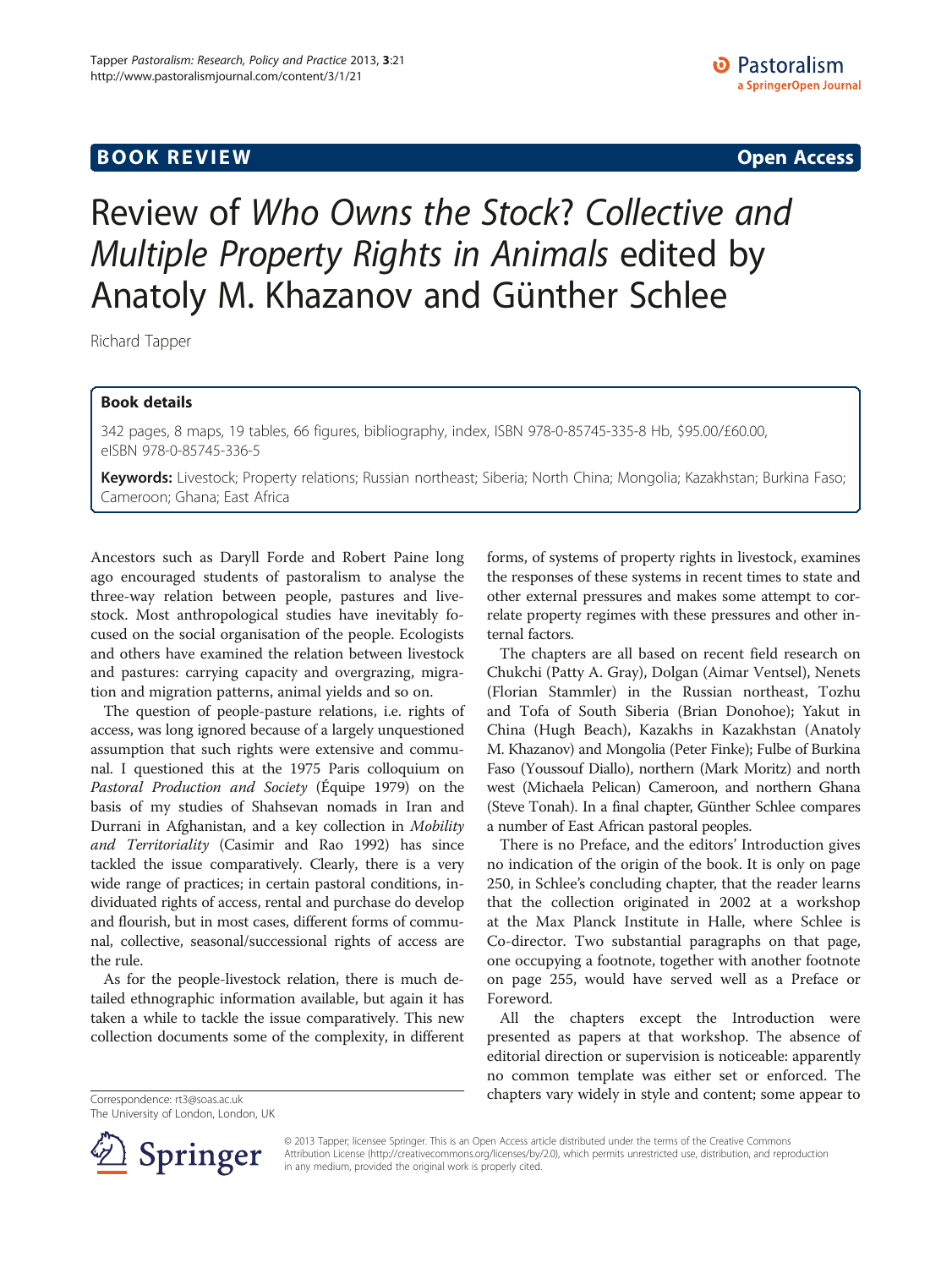**BOOK REVIEW** **Open Access**

# Review of *Who Owns the Stock? Collective and Multiple Property Rights in Animals* edited by Anatoly M. Khazanov and Günther Schlee

Richard Tapper

## Book details

342 pages, 8 maps, 19 tables, 66 figures, bibliography, index, ISBN 978-0-85745-335-8 Hb, $95.00/£60.00, eISBN 978-0-85745-336-5

**Keywords:** Livestock; Property relations; Russian northeast; Siberia; North China; Mongolia; Kazakhstan; Burkina Faso; Cameroon; Ghana; East Africa

Ancestors such as Daryll Forde and Robert Paine long ago encouraged students of pastoralism to analyse the three-way relation between people, pastures and livestock. Most anthropological studies have inevitably focused on the social organisation of the people. Ecologists and others have examined the relation between livestock and pastures: carrying capacity and overgrazing, migration and migration patterns, animal yields and so on.

The question of people-pasture relations, i.e. rights of access, was long ignored because of a largely unquestioned assumption that such rights were extensive and communal. I questioned this at the 1975 Paris colloquium on *Pastoral Production and Society* (Équipe 1979) on the basis of my studies of Shahsevan nomads in Iran and Durrani in Afghanistan, and a key collection in *Mobility and Territoriality* (Casimir and Rao 1992) has since tackled the issue comparatively. Clearly, there is a very wide range of practices; in certain pastoral conditions, individuated rights of access, rental and purchase do develop and flourish, but in most cases, different forms of communal, collective, seasonal/successional rights of access are the rule.

As for the people-livestock relation, there is much detailed ethnographic information available, but again it has taken a while to tackle the issue comparatively. This new collection documents some of the complexity, in different forms, of systems of property rights in livestock, examines the responses of these systems in recent times to state and other external pressures and makes some attempt to correlate property regimes with these pressures and other internal factors.

The chapters are all based on recent field research on Chukchi (Patty A. Gray), Dolgan (Aimar Ventsel), Nenets (Florian Stammler) in the Russian northeast, Tozhu and Tofa of South Siberia (Brian Donohoe); Yakut in China (Hugh Beach), Kazakhs in Kazakhstan (Anatoly M. Khazanov) and Mongolia (Peter Finke); Fulbe of Burkina Faso (Youssouf Diallo), northern (Mark Moritz) and north west (Michaela Pelican) Cameroon, and northern Ghana (Steve Tonah). In a final chapter, Günther Schlee compares a number of East African pastoral peoples.

There is no Preface, and the editors' Introduction gives no indication of the origin of the book. It is only on page 250, in Schlee's concluding chapter, that the reader learns that the collection originated in 2002 at a workshop at the Max Planck Institute in Halle, where Schlee is Co-director. Two substantial paragraphs on that page, one occupying a footnote, together with another footnote on page 255, would have served well as a Preface or Foreword.

All the chapters except the Introduction were presented as papers at that workshop. The absence of editorial direction or supervision is noticeable: apparently no common template was either set or enforced. The chapters vary widely in style and content; some appear to

Correspondence: rt3@soas.ac.uk
The University of London, London, UK

© 2013 Tapper; licensee Springer. This is an Open Access article distributed under the terms of the Creative Commons Attribution License (http://creativecommons.org/licenses/by/2.0), which permits unrestricted use, distribution, and reproduction in any medium, provided the original work is properly cited.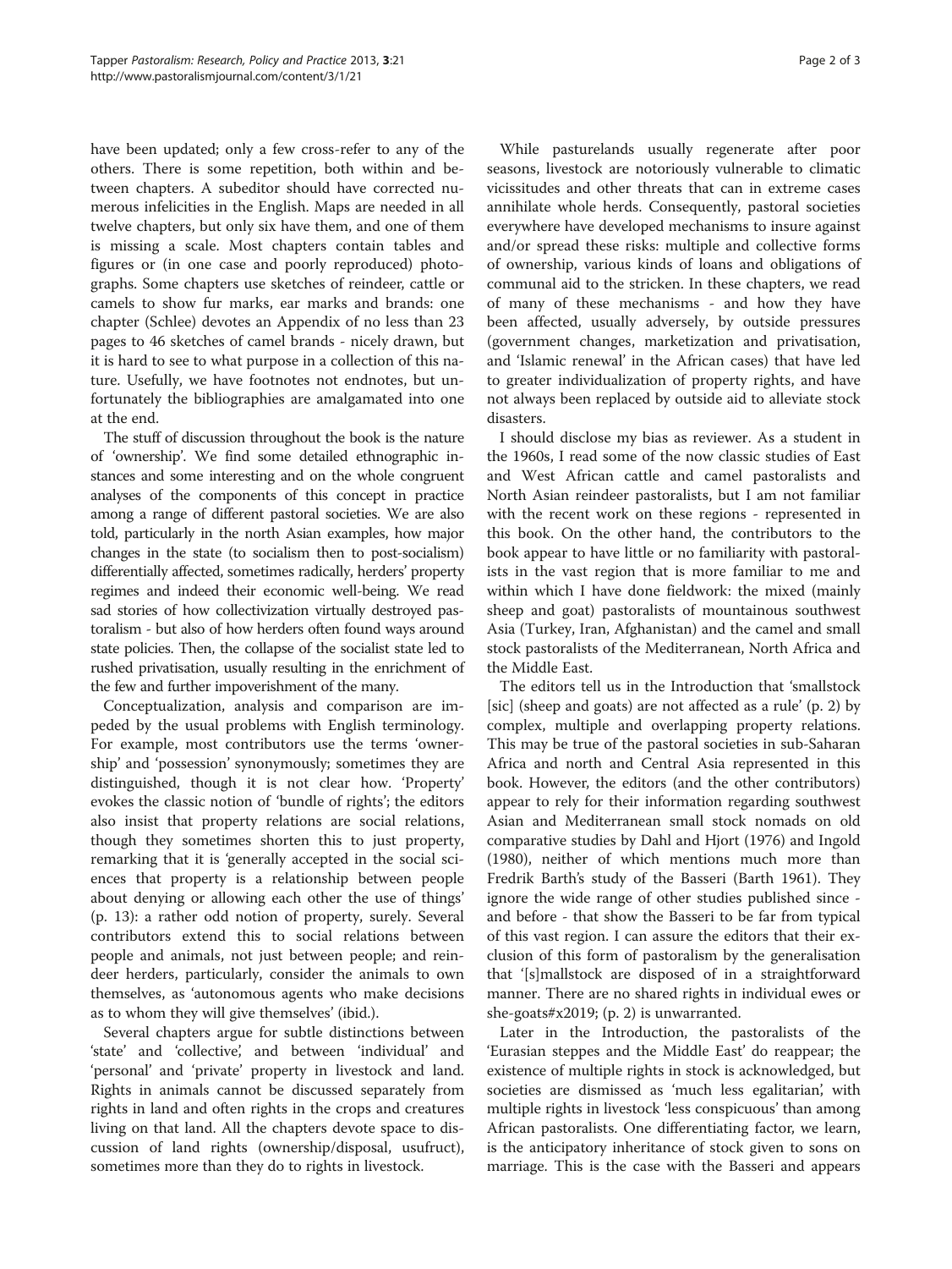have been updated; only a few cross-refer to any of the others. There is some repetition, both within and between chapters. A subeditor should have corrected numerous infelicities in the English. Maps are needed in all twelve chapters, but only six have them, and one of them is missing a scale. Most chapters contain tables and figures or (in one case and poorly reproduced) photographs. Some chapters use sketches of reindeer, cattle or camels to show fur marks, ear marks and brands: one chapter (Schlee) devotes an Appendix of no less than 23 pages to 46 sketches of camel brands - nicely drawn, but it is hard to see to what purpose in a collection of this nature. Usefully, we have footnotes not endnotes, but unfortunately the bibliographies are amalgamated into one at the end.

The stuff of discussion throughout the book is the nature of 'ownership'. We find some detailed ethnographic instances and some interesting and on the whole congruent analyses of the components of this concept in practice among a range of different pastoral societies. We are also told, particularly in the north Asian examples, how major changes in the state (to socialism then to post-socialism) differentially affected, sometimes radically, herders' property regimes and indeed their economic well-being. We read sad stories of how collectivization virtually destroyed pastoralism - but also of how herders often found ways around state policies. Then, the collapse of the socialist state led to rushed privatisation, usually resulting in the enrichment of the few and further impoverishment of the many.

Conceptualization, analysis and comparison are impeded by the usual problems with English terminology. For example, most contributors use the terms 'ownership' and 'possession' synonymously; sometimes they are distinguished, though it is not clear how. 'Property' evokes the classic notion of 'bundle of rights'; the editors also insist that property relations are social relations, though they sometimes shorten this to just property, remarking that it is 'generally accepted in the social sciences that property is a relationship between people about denying or allowing each other the use of things' (p. 13): a rather odd notion of property, surely. Several contributors extend this to social relations between people and animals, not just between people; and reindeer herders, particularly, consider the animals to own themselves, as 'autonomous agents who make decisions as to whom they will give themselves' (ibid.).

Several chapters argue for subtle distinctions between 'state' and 'collective', and between 'individual' and 'personal' and 'private' property in livestock and land. Rights in animals cannot be discussed separately from rights in land and often rights in the crops and creatures living on that land. All the chapters devote space to discussion of land rights (ownership/disposal, usufruct), sometimes more than they do to rights in livestock.

While pasturelands usually regenerate after poor seasons, livestock are notoriously vulnerable to climatic vicissitudes and other threats that can in extreme cases annihilate whole herds. Consequently, pastoral societies everywhere have developed mechanisms to insure against and/or spread these risks: multiple and collective forms of ownership, various kinds of loans and obligations of communal aid to the stricken. In these chapters, we read of many of these mechanisms - and how they have been affected, usually adversely, by outside pressures (government changes, marketization and privatisation, and 'Islamic renewal' in the African cases) that have led to greater individualization of property rights, and have not always been replaced by outside aid to alleviate stock disasters.

I should disclose my bias as reviewer. As a student in the 1960s, I read some of the now classic studies of East and West African cattle and camel pastoralists and North Asian reindeer pastoralists, but I am not familiar with the recent work on these regions - represented in this book. On the other hand, the contributors to the book appear to have little or no familiarity with pastoralists in the vast region that is more familiar to me and within which I have done fieldwork: the mixed (mainly sheep and goat) pastoralists of mountainous southwest Asia (Turkey, Iran, Afghanistan) and the camel and small stock pastoralists of the Mediterranean, North Africa and the Middle East.

The editors tell us in the Introduction that 'smallstock [sic] (sheep and goats) are not affected as a rule' (p. 2) by complex, multiple and overlapping property relations. This may be true of the pastoral societies in sub-Saharan Africa and north and Central Asia represented in this book. However, the editors (and the other contributors) appear to rely for their information regarding southwest Asian and Mediterranean small stock nomads on old comparative studies by Dahl and Hjort (1976) and Ingold (1980), neither of which mentions much more than Fredrik Barth's study of the Basseri (Barth 1961). They ignore the wide range of other studies published since - and before - that show the Basseri to be far from typical of this vast region. I can assure the editors that their exclusion of this form of pastoralism by the generalisation that '[s]mallstock are disposed of in a straightforward manner. There are no shared rights in individual ewes or she-goats#x2019; (p. 2) is unwarranted.

Later in the Introduction, the pastoralists of the 'Eurasian steppes and the Middle East' do reappear; the existence of multiple rights in stock is acknowledged, but societies are dismissed as 'much less egalitarian', with multiple rights in livestock 'less conspicuous' than among African pastoralists. One differentiating factor, we learn, is the anticipatory inheritance of stock given to sons on marriage. This is the case with the Basseri and appears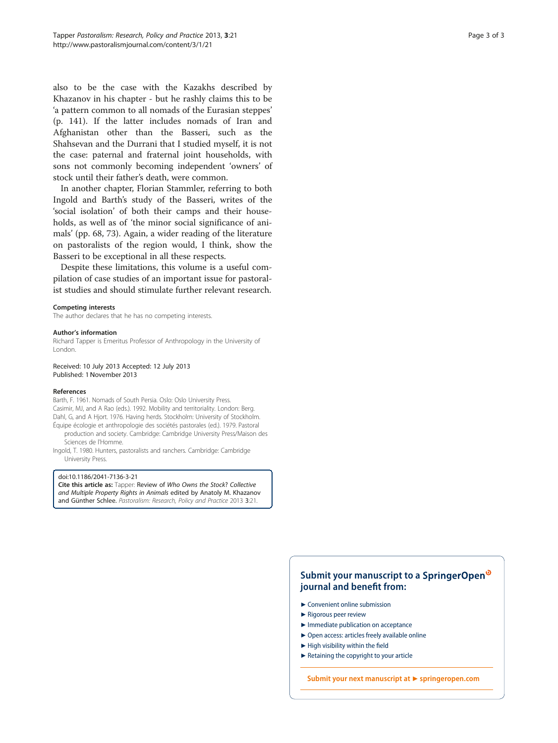also to be the case with the Kazakhs described by Khazanov in his chapter - but he rashly claims this to be 'a pattern common to all nomads of the Eurasian steppes' (p. 141). If the latter includes nomads of Iran and Afghanistan other than the Basseri, such as the Shahsevan and the Durrani that I studied myself, it is not the case: paternal and fraternal joint households, with sons not commonly becoming independent 'owners' of stock until their father's death, were common.

In another chapter, Florian Stammler, referring to both Ingold and Barth's study of the Basseri, writes of the 'social isolation' of both their camps and their households, as well as of 'the minor social significance of animals' (pp. 68, 73). Again, a wider reading of the literature on pastoralists of the region would, I think, show the Basseri to be exceptional in all these respects.

Despite these limitations, this volume is a useful compilation of case studies of an important issue for pastoralist studies and should stimulate further relevant research.

#### Competing interests

The author declares that he has no competing interests.

#### Author's information

Richard Tapper is Emeritus Professor of Anthropology in the University of London.

Received: 10 July 2013 Accepted: 12 July 2013
Published: 1 November 2013

#### References

Barth, F. 1961. Nomads of South Persia. Oslo: Oslo University Press.

Casimir, MJ, and A Rao (eds.). 1992. Mobility and territoriality. London: Berg.

Dahl, G, and A Hjort. 1976. Having herds. Stockholm: University of Stockholm.

Équipe écologie et anthropologie des sociétés pastorales (ed.). 1979. Pastoral production and society. Cambridge: Cambridge University Press/Maison des Sciences de l'Homme.

Ingold, T. 1980. Hunters, pastoralists and ranchers. Cambridge: Cambridge University Press.

doi:10.1186/2041-7136-3-21

**Cite this article as:** Tapper: Review of *Who Owns the Stock? Collective and Multiple Property Rights in Animals* edited by Anatoly M. Khazanov and Günther Schlee. *Pastoralism: Research, Policy and Practice* 2013 **3**:21.

**Submit your manuscript to a SpringerOpen journal and benefit from:**

- ► Convenient online submission
- ► Rigorous peer review
- ► Immediate publication on acceptance
- ► Open access: articles freely available online
- ► High visibility within the field
- ► Retaining the copyright to your article

**Submit your next manuscript at ► springeropen.com**